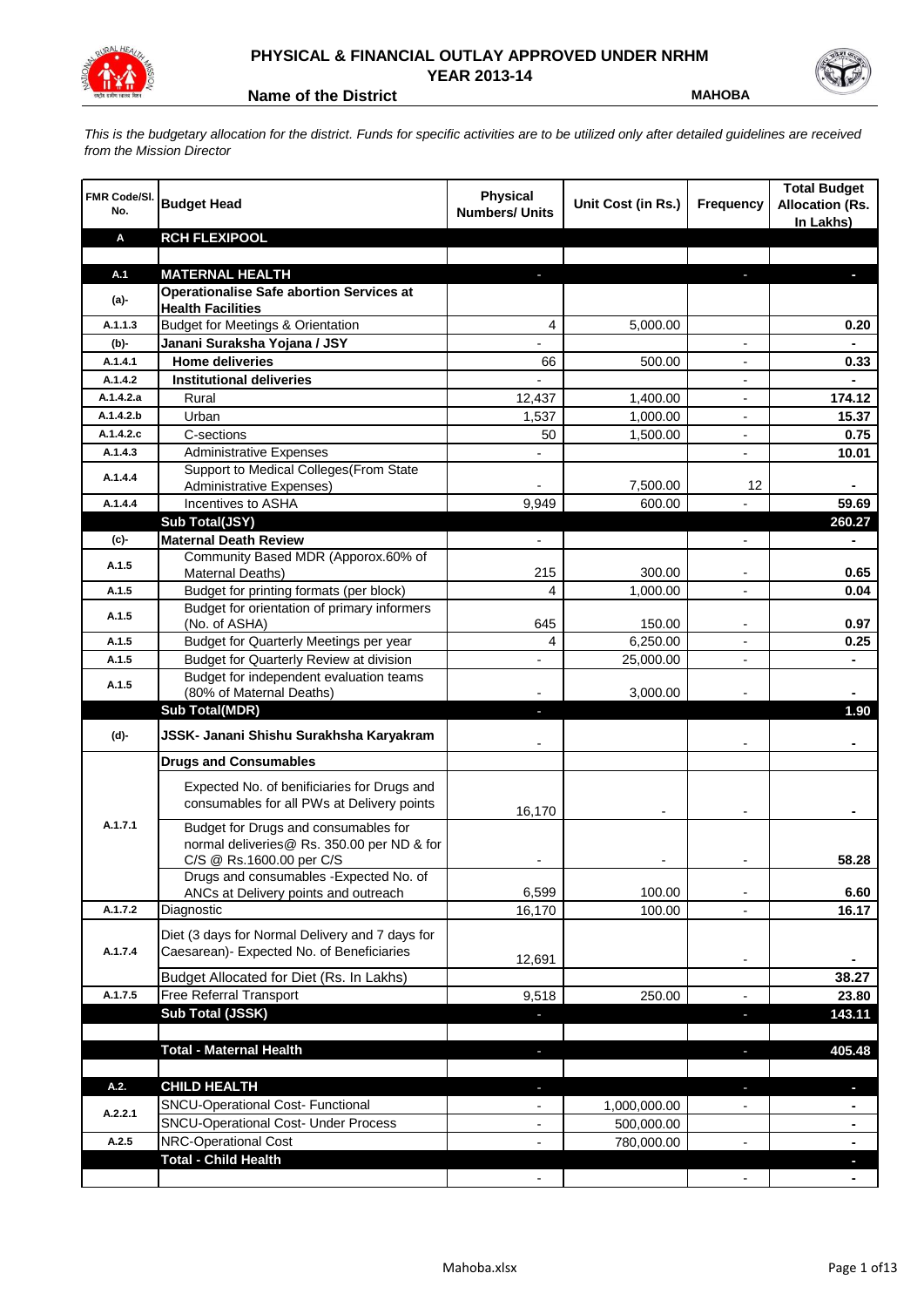# PHYSICAL & FINANCIAL OUTLAY APPROVED UNDER NRHM

## YEAR 2013-14

**Name of the District** **MAHOBA**

*This is the budgetary allocation for the district. Funds for specific activities are to be utilized only after detailed guidelines are received from the Mission Director*

| FMR Code/Sl. No. | Budget Head | Physical Numbers/ Units | Unit Cost (in Rs.) | Frequency | Total Budget Allocation (Rs. In Lakhs) |
|---|---|---|---|---|---|
| **A** | **RCH FLEXIPOOL** | | | | |
| | | | | | |
| **A.1** | **MATERNAL HEALTH** | - | | - | - |
| **(a)-** | **Operationalise Safe abortion Services at Health Facilities** | | | | |
| A.1.1.3 | Budget for Meetings & Orientation | 4 | 5,000.00 | | 0.20 |
| **(b)-** | **Janani Suraksha Yojana / JSY** | - | | - | - |
| A.1.4.1 | **Home deliveries** | 66 | 500.00 | - | 0.33 |
| A.1.4.2 | **Institutional deliveries** | - | | - | - |
| A.1.4.2.a | Rural | 12,437 | 1,400.00 | - | 174.12 |
| A.1.4.2.b | Urban | 1,537 | 1,000.00 | - | 15.37 |
| A.1.4.2.c | C-sections | 50 | 1,500.00 | - | 0.75 |
| A.1.4.3 | Administrative Expenses | - | | - | 10.01 |
| A.1.4.4 | Support to Medical Colleges(From State Administrative Expenses) | - | 7,500.00 | 12 | - |
| A.1.4.4 | Incentives to ASHA | 9,949 | 600.00 | - | 59.69 |
| | **Sub Total(JSY)** | | | | **260.27** |
| **(c)-** | **Maternal Death Review** | - | | - | - |
| A.1.5 | Community Based MDR (Apporox.60% of Maternal Deaths) | 215 | 300.00 | - | 0.65 |
| A.1.5 | Budget for printing formats (per block) | 4 | 1,000.00 | - | 0.04 |
| A.1.5 | Budget for orientation of primary informers (No. of ASHA) | 645 | 150.00 | - | 0.97 |
| A.1.5 | Budget for Quarterly Meetings per year | 4 | 6,250.00 | - | 0.25 |
| A.1.5 | Budget for Quarterly Review at division | - | 25,000.00 | - | - |
| A.1.5 | Budget for independent evaluation teams (80% of Maternal Deaths) | - | 3,000.00 | - | - |
| | **Sub Total(MDR)** | - | | | **1.90** |
| **(d)-** | **JSSK- Janani Shishu Surakhsha Karyakram** | - | | - | - |
| | **Drugs and Consumables** | | | | |
| A.1.7.1 | Expected No. of benificiaries for Drugs and consumables for all PWs at Delivery points | 16,170 | - | - | - |
| | Budget for Drugs and consumables for normal deliveries@ Rs. 350.00 per ND & for C/S @ Rs.1600.00 per C/S | - | - | - | 58.28 |
| | Drugs and consumables -Expected No. of ANCs at Delivery points and outreach | 6,599 | 100.00 | - | 6.60 |
| A.1.7.2 | Diagnostic | 16,170 | 100.00 | - | 16.17 |
| A.1.7.4 | Diet (3 days for Normal Delivery and 7 days for Caesarean)- Expected No. of Beneficiaries | 12,691 | | - | - |
| | Budget Allocated for Diet (Rs. In Lakhs) | | | | 38.27 |
| A.1.7.5 | Free Referral Transport | 9,518 | 250.00 | - | 23.80 |
| | **Sub Total (JSSK)** | - | | - | **143.11** |
| | | | | | |
| | **Total - Maternal Health** | - | | - | **405.48** |
| | | | | | |
| **A.2.** | **CHILD HEALTH** | - | | - | - |
| A.2.2.1 | SNCU-Operational Cost- Functional | - | 1,000,000.00 | - | - |
| | SNCU-Operational Cost- Under Process | - | 500,000.00 | | - |
| A.2.5 | NRC-Operational Cost | - | 780,000.00 | - | - |
| | **Total - Child Health** | | | | - |
| | | - | | - | - |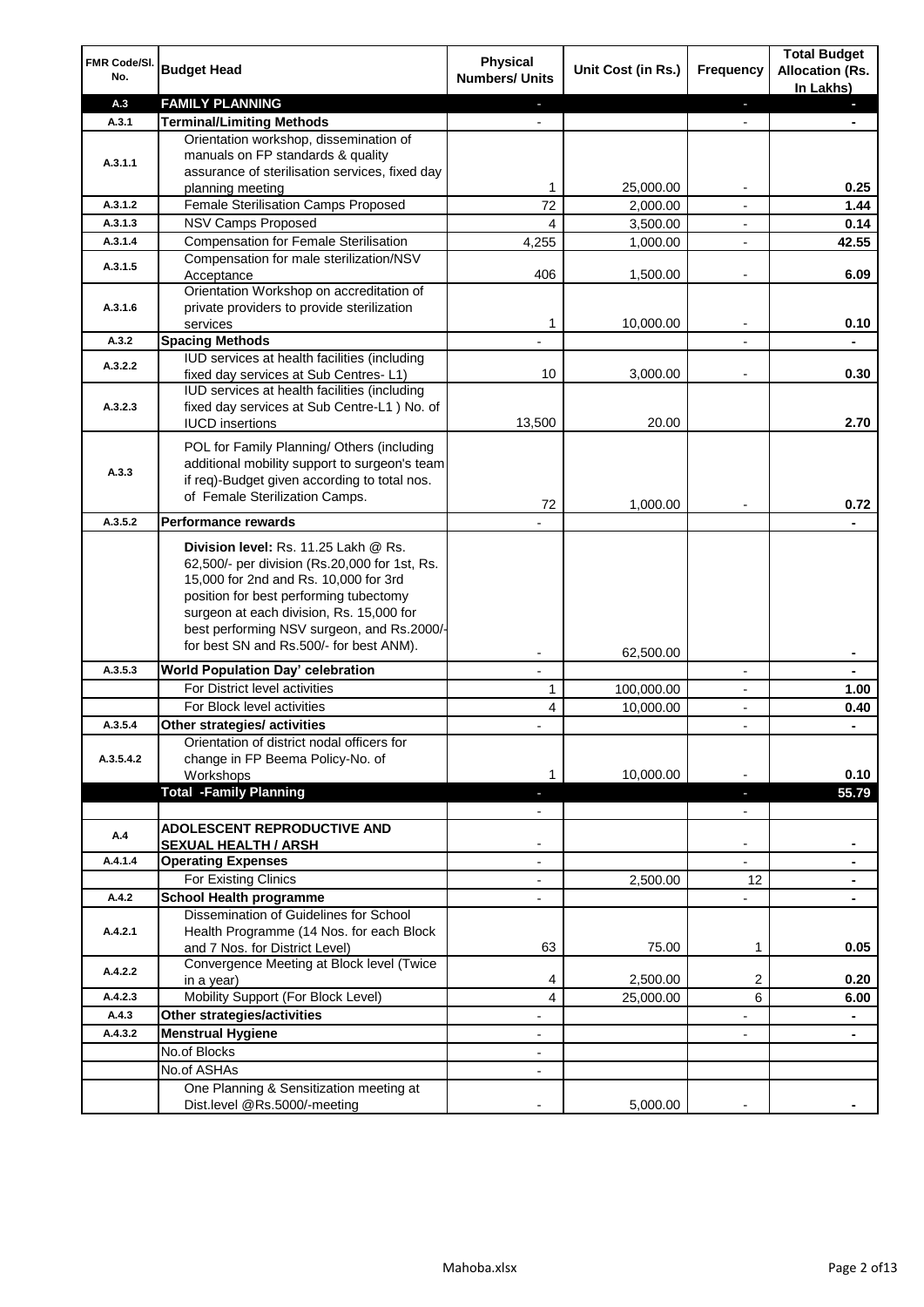| FMR Code/Sl. No. | Budget Head | Physical Numbers/ Units | Unit Cost (in Rs.) | Frequency | Total Budget Allocation (Rs. In Lakhs) |
|---|---|---|---|---|---|
| A.3 | **FAMILY PLANNING** | - | | - | - |
| A.3.1 | **Terminal/Limiting Methods** | - | | - | - |
| A.3.1.1 | Orientation workshop, dissemination of manuals on FP standards & quality assurance of sterilisation services, fixed day planning meeting | 1 | 25,000.00 | - | **0.25** |
| A.3.1.2 | Female Sterilisation Camps Proposed | 72 | 2,000.00 | - | **1.44** |
| A.3.1.3 | NSV Camps Proposed | 4 | 3,500.00 | - | **0.14** |
| A.3.1.4 | Compensation for Female Sterilisation | 4,255 | 1,000.00 | - | **42.55** |
| A.3.1.5 | Compensation for male sterilization/NSV Acceptance | 406 | 1,500.00 | - | **6.09** |
| A.3.1.6 | Orientation Workshop on accreditation of private providers to provide sterilization services | 1 | 10,000.00 | - | **0.10** |
| A.3.2 | **Spacing Methods** | - | | - | - |
| A.3.2.2 | IUD services at health facilities (including fixed day services at Sub Centres- L1) | 10 | 3,000.00 | - | **0.30** |
| A.3.2.3 | IUD services at health facilities (including fixed day services at Sub Centre-L1 ) No. of IUCD insertions | 13,500 | 20.00 | | **2.70** |
| A.3.3 | POL for Family Planning/ Others (including additional mobility support to surgeon's team if req)-Budget given according to total nos. of Female Sterilization Camps. | 72 | 1,000.00 | - | **0.72** |
| A.3.5.2 | **Performance rewards** | - | | | - |
| | **Division level:** Rs. 11.25 Lakh @ Rs. 62,500/- per division (Rs.20,000 for 1st, Rs. 15,000 for 2nd and Rs. 10,000 for 3rd position for best performing tubectomy surgeon at each division, Rs. 15,000 for best performing NSV surgeon, and Rs.2000/- for best SN and Rs.500/- for best ANM). | - | 62,500.00 | | - |
| A.3.5.3 | **World Population Day' celebration** | - | | - | - |
| | For District level activities | 1 | 100,000.00 | - | **1.00** |
| | For Block level activities | 4 | 10,000.00 | - | **0.40** |
| A.3.5.4 | **Other strategies/ activities** | - | | - | - |
| A.3.5.4.2 | Orientation of district nodal officers for change in FP Beema Policy-No. of Workshops | 1 | 10,000.00 | - | **0.10** |
| | **Total -Family Planning** | - | | - | **55.79** |
| | | - | | - | |
| A.4 | **ADOLESCENT REPRODUCTIVE AND SEXUAL HEALTH / ARSH** | - | | - | - |
| A.4.1.4 | **Operating Expenses** | - | | - | - |
| | For Existing Clinics | - | 2,500.00 | 12 | - |
| A.4.2 | **School Health programme** | - | | - | - |
| A.4.2.1 | Dissemination of Guidelines for School Health Programme (14 Nos. for each Block and 7 Nos. for District Level) | 63 | 75.00 | 1 | **0.05** |
| A.4.2.2 | Convergence Meeting at Block level (Twice in a year) | 4 | 2,500.00 | 2 | **0.20** |
| A.4.2.3 | Mobility Support (For Block Level) | 4 | 25,000.00 | 6 | **6.00** |
| A.4.3 | **Other strategies/activities** | - | | - | - |
| A.4.3.2 | **Menstrual Hygiene** | - | | - | - |
| | No.of Blocks | - | | | |
| | No.of ASHAs | - | | | |
| | One Planning & Sensitization meeting at Dist.level @Rs.5000/-meeting | - | 5,000.00 | - | - |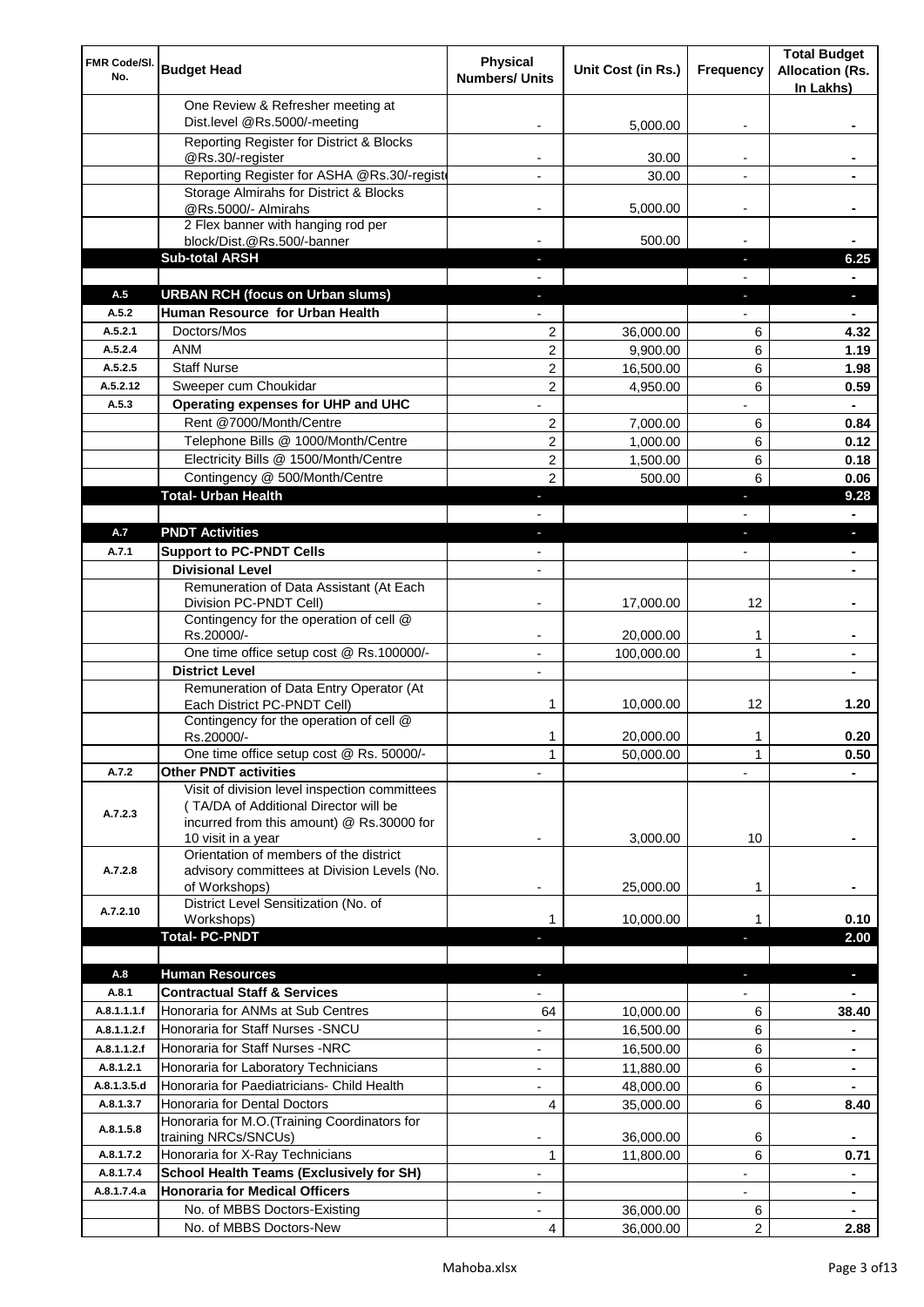| FMR Code/Sl. No. | Budget Head | Physical Numbers/ Units | Unit Cost (in Rs.) | Frequency | Total Budget Allocation (Rs. In Lakhs) |
|---|---|---|---|---|---|
| | One Review & Refresher meeting at Dist.level @Rs.5000/-meeting | - | 5,000.00 | - | - |
| | Reporting Register for District & Blocks @Rs.30/-register | - | 30.00 | - | - |
| | Reporting Register for ASHA @Rs.30/-registe | - | 30.00 | - | - |
| | Storage Almirahs for District & Blocks @Rs.5000/- Almirahs | - | 5,000.00 | - | - |
| | 2 Flex banner with hanging rod per block/Dist.@Rs.500/-banner | - | 500.00 | - | - |
| | **Sub-total ARSH** | - | | - | **6.25** |
| | | - | | - | - |
| **A.5** | **URBAN RCH (focus on Urban slums)** | - | | - | - |
| **A.5.2** | **Human Resource for Urban Health** | - | | - | - |
| A.5.2.1 | Doctors/Mos | 2 | 36,000.00 | 6 | **4.32** |
| A.5.2.4 | ANM | 2 | 9,900.00 | 6 | **1.19** |
| A.5.2.5 | Staff Nurse | 2 | 16,500.00 | 6 | **1.98** |
| A.5.2.12 | Sweeper cum Choukidar | 2 | 4,950.00 | 6 | **0.59** |
| **A.5.3** | **Operating expenses for UHP and UHC** | - | | - | - |
| | Rent @7000/Month/Centre | 2 | 7,000.00 | 6 | **0.84** |
| | Telephone Bills @ 1000/Month/Centre | 2 | 1,000.00 | 6 | **0.12** |
| | Electricity Bills @ 1500/Month/Centre | 2 | 1,500.00 | 6 | **0.18** |
| | Contingency @ 500/Month/Centre | 2 | 500.00 | 6 | **0.06** |
| | **Total- Urban Health** | - | | - | **9.28** |
| | | - | | - | - |
| **A.7** | **PNDT Activities** | - | | - | - |
| **A.7.1** | **Support to PC-PNDT Cells** | - | | - | - |
| | **Divisional Level** | - | | | - |
| | Remuneration of Data Assistant (At Each Division PC-PNDT Cell) | - | 17,000.00 | 12 | - |
| | Contingency for the operation of cell @ Rs.20000/- | - | 20,000.00 | 1 | - |
| | One time office setup cost @ Rs.100000/- | - | 100,000.00 | 1 | - |
| | **District Level** | - | | | - |
| | Remuneration of Data Entry Operator (At Each District PC-PNDT Cell) | 1 | 10,000.00 | 12 | **1.20** |
| | Contingency for the operation of cell @ Rs.20000/- | 1 | 20,000.00 | 1 | **0.20** |
| | One time office setup cost @ Rs. 50000/- | 1 | 50,000.00 | 1 | **0.50** |
| **A.7.2** | **Other PNDT activities** | - | | - | - |
| A.7.2.3 | Visit of division level inspection committees ( TA/DA of Additional Director will be incurred from this amount) @ Rs.30000 for 10 visit in a year | - | 3,000.00 | 10 | - |
| A.7.2.8 | Orientation of members of the district advisory committees at Division Levels (No. of Workshops) | - | 25,000.00 | 1 | - |
| A.7.2.10 | District Level Sensitization (No. of Workshops) | 1 | 10,000.00 | 1 | **0.10** |
| | **Total- PC-PNDT** | - | | - | **2.00** |
| | | | | | |
| **A.8** | **Human Resources** | - | | - | - |
| **A.8.1** | **Contractual Staff & Services** | - | | - | - |
| A.8.1.1.1.f | Honoraria for ANMs at Sub Centres | 64 | 10,000.00 | 6 | **38.40** |
| A.8.1.1.2.f | Honoraria for Staff Nurses -SNCU | - | 16,500.00 | 6 | - |
| A.8.1.1.2.f | Honoraria for Staff Nurses -NRC | - | 16,500.00 | 6 | - |
| A.8.1.2.1 | Honoraria for Laboratory Technicians | - | 11,880.00 | 6 | - |
| A.8.1.3.5.d | Honoraria for Paediatricians- Child Health | - | 48,000.00 | 6 | - |
| A.8.1.3.7 | Honoraria for Dental Doctors | 4 | 35,000.00 | 6 | **8.40** |
| A.8.1.5.8 | Honoraria for M.O.(Training Coordinators for training NRCs/SNCUs) | - | 36,000.00 | 6 | - |
| A.8.1.7.2 | Honoraria for X-Ray Technicians | 1 | 11,800.00 | 6 | **0.71** |
| A.8.1.7.4 | **School Health Teams (Exclusively for SH)** | - | | - | - |
| A.8.1.7.4.a | **Honoraria for Medical Officers** | - | | - | - |
| | No. of MBBS Doctors-Existing | - | 36,000.00 | 6 | - |
| | No. of MBBS Doctors-New | 4 | 36,000.00 | 2 | **2.88** |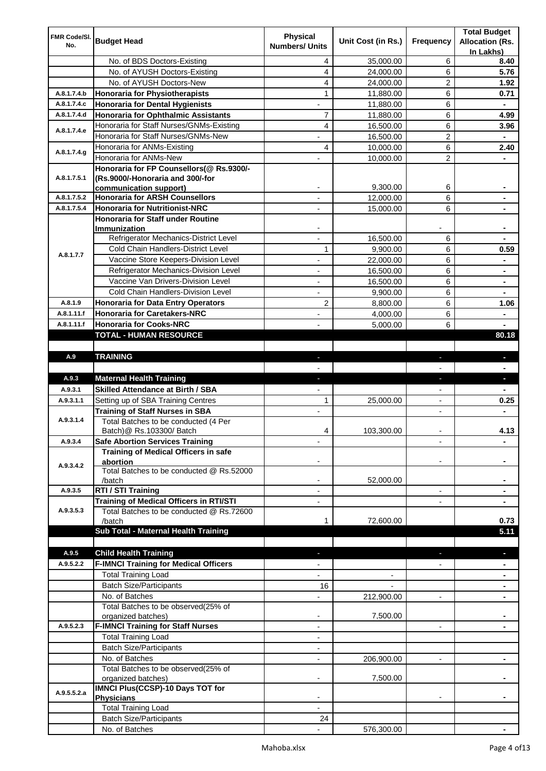| FMR Code/Sl. No. | Budget Head | Physical Numbers/ Units | Unit Cost (in Rs.) | Frequency | Total Budget Allocation (Rs. In Lakhs) |
|---|---|---|---|---|---|
| | No. of BDS Doctors-Existing | 4 | 35,000.00 | 6 | 8.40 |
| | No. of AYUSH Doctors-Existing | 4 | 24,000.00 | 6 | 5.76 |
| | No. of AYUSH Doctors-New | 4 | 24,000.00 | 2 | 1.92 |
| A.8.1.7.4.b | **Honoraria for Physiotherapists** | 1 | 11,880.00 | 6 | 0.71 |
| A.8.1.7.4.c | **Honoraria for Dental Hygienists** | - | 11,880.00 | 6 | - |
| A.8.1.7.4.d | **Honoraria for Ophthalmic Assistants** | 7 | 11,880.00 | 6 | 4.99 |
| A.8.1.7.4.e | Honoraria for Staff Nurses/GNMs-Existing | 4 | 16,500.00 | 6 | 3.96 |
| | Honoraria for Staff Nurses/GNMs-New | - | 16,500.00 | 2 | - |
| A.8.1.7.4.g | Honoraria for ANMs-Existing | 4 | 10,000.00 | 6 | 2.40 |
| | Honoraria for ANMs-New | - | 10,000.00 | 2 | - |
| A.8.1.7.5.1 | **Honoraria for FP Counsellors(@ Rs.9300/- (Rs.9000/-Honoraria and 300/-for communication support)** | - | 9,300.00 | 6 | - |
| A.8.1.7.5.2 | **Honoraria for ARSH Counsellors** | - | 12,000.00 | 6 | - |
| A.8.1.7.5.4 | **Honoraria for Nutritionist-NRC** | - | 15,000.00 | 6 | - |
| A.8.1.7.7 | **Honoraria for Staff under Routine Immunization** | - | | - | - |
| | Refrigerator Mechanics-District Level | - | 16,500.00 | 6 | - |
| | Cold Chain Handlers-District Level | 1 | 9,900.00 | 6 | 0.59 |
| | Vaccine Store Keepers-Division Level | - | 22,000.00 | 6 | - |
| | Refrigerator Mechanics-Division Level | - | 16,500.00 | 6 | - |
| | Vaccine Van Drivers-Division Level | - | 16,500.00 | 6 | - |
| | Cold Chain Handlers-Division Level | - | 9,900.00 | 6 | - |
| A.8.1.9 | **Honoraria for Data Entry Operators** | 2 | 8,800.00 | 6 | 1.06 |
| A.8.1.11.f | **Honoraria for Caretakers-NRC** | - | 4,000.00 | 6 | - |
| A.8.1.11.f | **Honoraria for Cooks-NRC** | - | 5,000.00 | 6 | - |
| | **TOTAL - HUMAN RESOURCE** | | | | **80.18** |
| | | | | | |
| A.9 | **TRAINING** | - | | - | - |
| | | - | | - | - |
| A.9.3 | **Maternal Health Training** | - | | - | - |
| A.9.3.1 | **Skilled Attendance at Birth / SBA** | - | | - | - |
| A.9.3.1.1 | Setting up of SBA Training Centres | 1 | 25,000.00 | - | 0.25 |
| A.9.3.1.4 | **Training of Staff Nurses in SBA** | - | | - | - |
| | Total Batches to be conducted (4 Per Batch)@ Rs.103300/ Batch | 4 | 103,300.00 | - | 4.13 |
| A.9.3.4 | **Safe Abortion Services Training** | - | | - | - |
| A.9.3.4.2 | **Training of Medical Officers in safe abortion** | - | | - | - |
| | Total Batches to be conducted @ Rs.52000 /batch | - | 52,000.00 | | - |
| A.9.3.5 | **RTI / STI Training** | - | | - | - |
| A.9.3.5.3 | **Training of Medical Officers in RTI/STI** | - | | - | - |
| | Total Batches to be conducted @ Rs.72600 /batch | 1 | 72,600.00 | | 0.73 |
| | **Sub Total - Maternal Health Training** | | | | **5.11** |
| | | | | | |
| A.9.5 | **Child Health Training** | - | | - | - |
| A.9.5.2.2 | **F-IMNCI Training for Medical Officers** | - | | - | - |
| | Total Training Load | - | - | | - |
| | Batch Size/Participants | 16 | - | | - |
| | No. of Batches | - | 212,900.00 | - | - |
| | Total Batches to be observed(25% of organized batches) | - | 7,500.00 | | - |
| A.9.5.2.3 | **F-IMNCI Training for Staff Nurses** | - | | - | - |
| | Total Training Load | - | | | |
| | Batch Size/Participants | - | | | |
| | No. of Batches | - | 206,900.00 | - | - |
| | Total Batches to be observed(25% of organized batches) | - | 7,500.00 | | - |
| A.9.5.5.2.a | **IMNCI Plus(CCSP)-10 Days TOT for Physicians** | - | | - | - |
| | Total Training Load | - | | | |
| | Batch Size/Participants | 24 | | | |
| | No. of Batches | - | 576,300.00 | | - |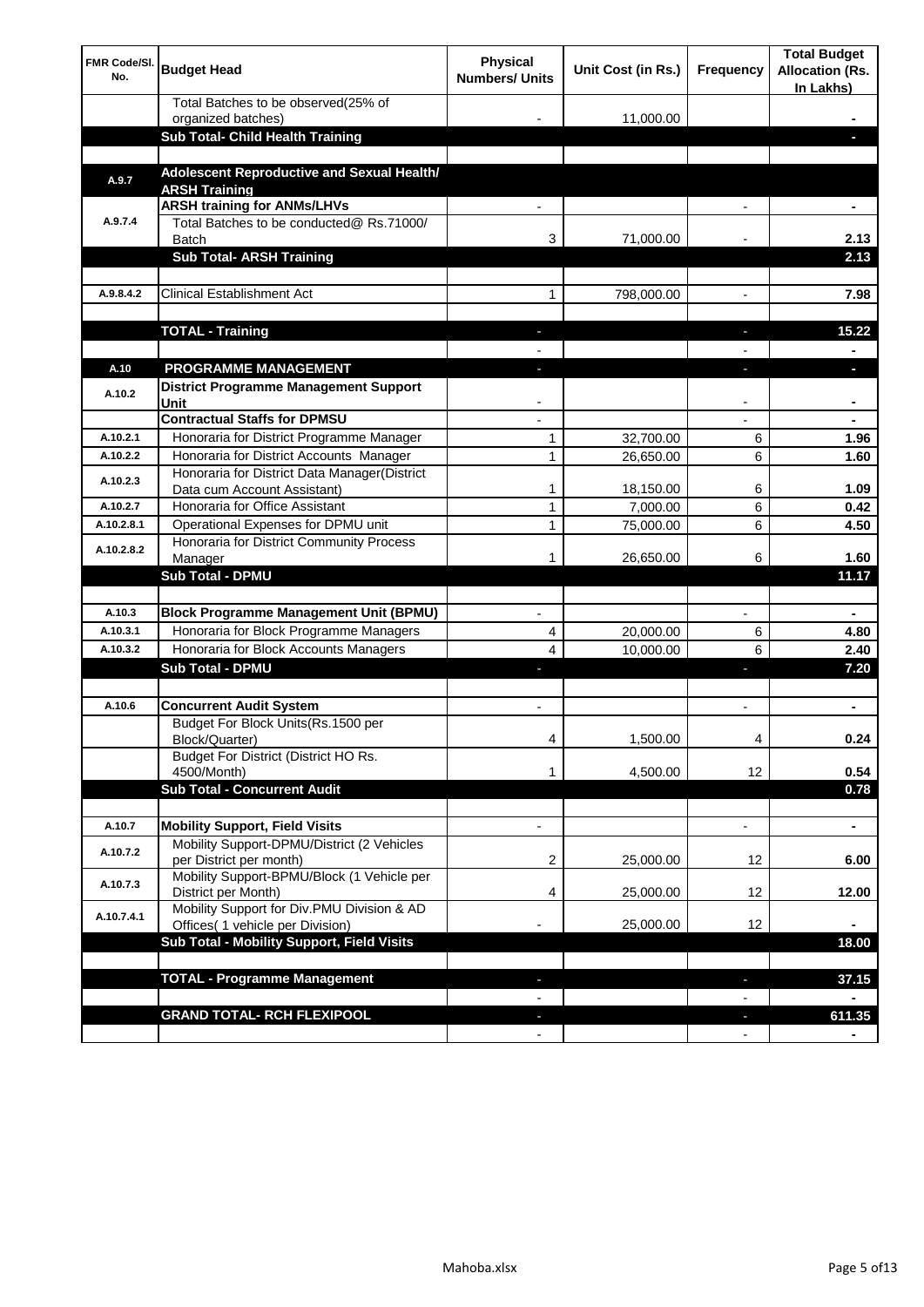| FMR Code/Sl. No. | Budget Head | Physical Numbers/ Units | Unit Cost (in Rs.) | Frequency | Total Budget Allocation (Rs. In Lakhs) |
|---|---|---|---|---|---|
| | Total Batches to be observed(25% of organized batches) | - | 11,000.00 | | - |
| | **Sub Total- Child Health Training** | | | | - |
| | | | | | |
| A.9.7 | **Adolescent Reproductive and Sexual Health/ ARSH Training** | | | | |
| A.9.7.4 | **ARSH training for ANMs/LHVs** | - | | - | - |
| | Total Batches to be conducted@ Rs.71000/ Batch | 3 | 71,000.00 | - | 2.13 |
| | **Sub Total- ARSH Training** | | | | 2.13 |
| | | | | | |
| A.9.8.4.2 | Clinical Establishment Act | 1 | 798,000.00 | - | 7.98 |
| | | | | | |
| | **TOTAL - Training** | - | | - | 15.22 |
| | | - | | - | - |
| A.10 | **PROGRAMME MANAGEMENT** | - | | - | - |
| A.10.2 | **District Programme Management Support Unit** | - | | - | - |
| | **Contractual Staffs for DPMSU** | - | | - | - |
| A.10.2.1 | Honoraria for District Programme Manager | 1 | 32,700.00 | 6 | 1.96 |
| A.10.2.2 | Honoraria for District Accounts Manager | 1 | 26,650.00 | 6 | 1.60 |
| A.10.2.3 | Honoraria for District Data Manager(District Data cum Account Assistant) | 1 | 18,150.00 | 6 | 1.09 |
| A.10.2.7 | Honoraria for Office Assistant | 1 | 7,000.00 | 6 | 0.42 |
| A.10.2.8.1 | Operational Expenses for DPMU unit | 1 | 75,000.00 | 6 | 4.50 |
| A.10.2.8.2 | Honoraria for District Community Process Manager | 1 | 26,650.00 | 6 | 1.60 |
| | **Sub Total - DPMU** | | | | 11.17 |
| | | | | | |
| A.10.3 | **Block Programme Management Unit (BPMU)** | - | | - | - |
| A.10.3.1 | Honoraria for Block Programme Managers | 4 | 20,000.00 | 6 | 4.80 |
| A.10.3.2 | Honoraria for Block Accounts Managers | 4 | 10,000.00 | 6 | 2.40 |
| | **Sub Total - DPMU** | - | | - | 7.20 |
| | | | | | |
| A.10.6 | **Concurrent Audit System** | - | | - | - |
| | Budget For Block Units(Rs.1500 per Block/Quarter) | 4 | 1,500.00 | 4 | 0.24 |
| | Budget For District (District HO Rs. 4500/Month) | 1 | 4,500.00 | 12 | 0.54 |
| | **Sub Total - Concurrent Audit** | | | | 0.78 |
| | | | | | |
| A.10.7 | **Mobility Support, Field Visits** | - | | - | - |
| A.10.7.2 | Mobility Support-DPMU/District (2 Vehicles per District per month) | 2 | 25,000.00 | 12 | 6.00 |
| A.10.7.3 | Mobility Support-BPMU/Block (1 Vehicle per District per Month) | 4 | 25,000.00 | 12 | 12.00 |
| A.10.7.4.1 | Mobility Support for Div.PMU Division & AD Offices( 1 vehicle per Division) | - | 25,000.00 | 12 | - |
| | **Sub Total - Mobility Support, Field Visits** | | | | 18.00 |
| | | | | | |
| | **TOTAL - Programme Management** | - | | - | 37.15 |
| | | - | | - | - |
| | **GRAND TOTAL- RCH FLEXIPOOL** | - | | - | 611.35 |
| | | - | | - | - |

Mahoba.xlsx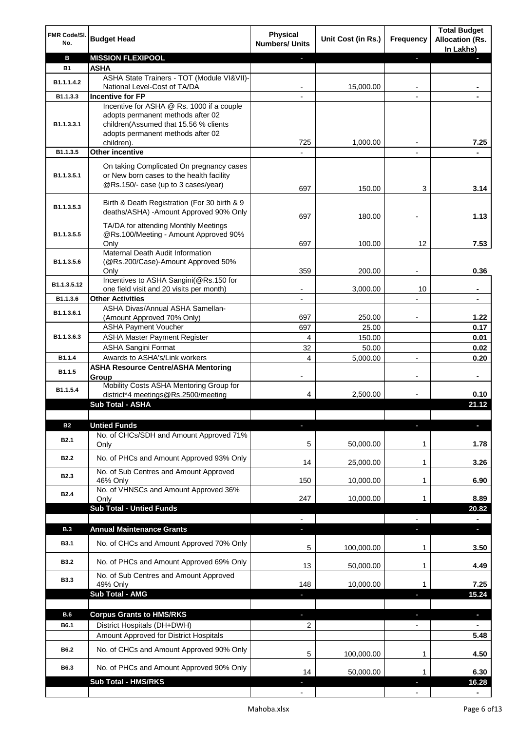| FMR Code/Sl. No. | Budget Head | Physical Numbers/ Units | Unit Cost (in Rs.) | Frequency | Total Budget Allocation (Rs. In Lakhs) |
|---|---|---|---|---|---|
| **B** | **MISSION FLEXIPOOL** | - | | - | - |
| **B1** | **ASHA** | | | | |
| B1.1.1.4.2 | ASHA State Trainers - TOT (Module VI&VII)-National Level-Cost of TA/DA | - | 15,000.00 | - | - |
| B1.1.3.3 | **Incentive for FP** | - | | - | - |
| B1.1.3.3.1 | Incentive for ASHA @ Rs. 1000 if a couple adopts permanent methods after 02 children(Assumed that 15.56 % clients adopts permanent methods after 02 children). | 725 | 1,000.00 | - | 7.25 |
| B1.1.3.5 | **Other incentive** | - | | - | - |
| B1.1.3.5.1 | On taking Complicated On pregnancy cases or New born cases to the health facility @Rs.150/- case (up to 3 cases/year) | 697 | 150.00 | 3 | 3.14 |
| B1.1.3.5.3 | Birth & Death Registration (For 30 birth & 9 deaths/ASHA) -Amount Approved 90% Only | 697 | 180.00 | - | 1.13 |
| B1.1.3.5.5 | TA/DA for attending Monthly Meetings @Rs.100/Meeting - Amount Approved 90% Only | 697 | 100.00 | 12 | 7.53 |
| B1.1.3.5.6 | Maternal Death Audit Information (@Rs.200/Case)-Amount Approved 50% Only | 359 | 200.00 | - | 0.36 |
| B1.1.3.5.12 | Incentives to ASHA Sangini(@Rs.150 for one field visit and 20 visits per month) | - | 3,000.00 | 10 | - |
| B1.1.3.6 | **Other Activities** | - | | - | - |
| B1.1.3.6.1 | ASHA Divas/Annual ASHA Samellan-(Amount Approved 70% Only) | 697 | 250.00 | - | 1.22 |
| B1.1.3.6.3 | ASHA Payment Voucher | 697 | 25.00 | | 0.17 |
| | ASHA Master Payment Register | 4 | 150.00 | | 0.01 |
| | ASHA Sangini Format | 32 | 50.00 | | 0.02 |
| B1.1.4 | Awards to ASHA's/Link workers | 4 | 5,000.00 | - | 0.20 |
| B1.1.5 | **ASHA Resource Centre/ASHA Mentoring Group** | - | | - | - |
| B1.1.5.4 | Mobility Costs ASHA Mentoring Group for district*4 meetings@Rs.2500/meeting | 4 | 2,500.00 | - | 0.10 |
| | **Sub Total - ASHA** | | | | **21.12** |
| | | | | | |
| **B2** | **Untied Funds** | - | | - | - |
| B2.1 | No. of CHCs/SDH and Amount Approved 71% Only | 5 | 50,000.00 | 1 | 1.78 |
| B2.2 | No. of PHCs and Amount Approved 93% Only | 14 | 25,000.00 | 1 | 3.26 |
| B2.3 | No. of Sub Centres and Amount Approved 46% Only | 150 | 10,000.00 | 1 | 6.90 |
| B2.4 | No. of VHNSCs and Amount Approved 36% Only | 247 | 10,000.00 | 1 | 8.89 |
| | **Sub Total - Untied Funds** | | | | **20.82** |
| | | - | | - | - |
| **B.3** | **Annual Maintenance Grants** | - | | - | - |
| B3.1 | No. of CHCs and Amount Approved 70% Only | 5 | 100,000.00 | 1 | 3.50 |
| B3.2 | No. of PHCs and Amount Approved 69% Only | 13 | 50,000.00 | 1 | 4.49 |
| B3.3 | No. of Sub Centres and Amount Approved 49% Only | 148 | 10,000.00 | 1 | 7.25 |
| | **Sub Total - AMG** | - | | - | **15.24** |
| | | | | | |
| **B.6** | **Corpus Grants to HMS/RKS** | - | | - | - |
| B6.1 | District Hospitals (DH+DWH) | 2 | | - | - |
| | Amount Approved for District Hospitals | | | | 5.48 |
| B6.2 | No. of CHCs and Amount Approved 90% Only | 5 | 100,000.00 | 1 | 4.50 |
| B6.3 | No. of PHCs and Amount Approved 90% Only | 14 | 50,000.00 | 1 | 6.30 |
| | **Sub Total - HMS/RKS** | - | | - | **16.28** |
| | | - | | - | - |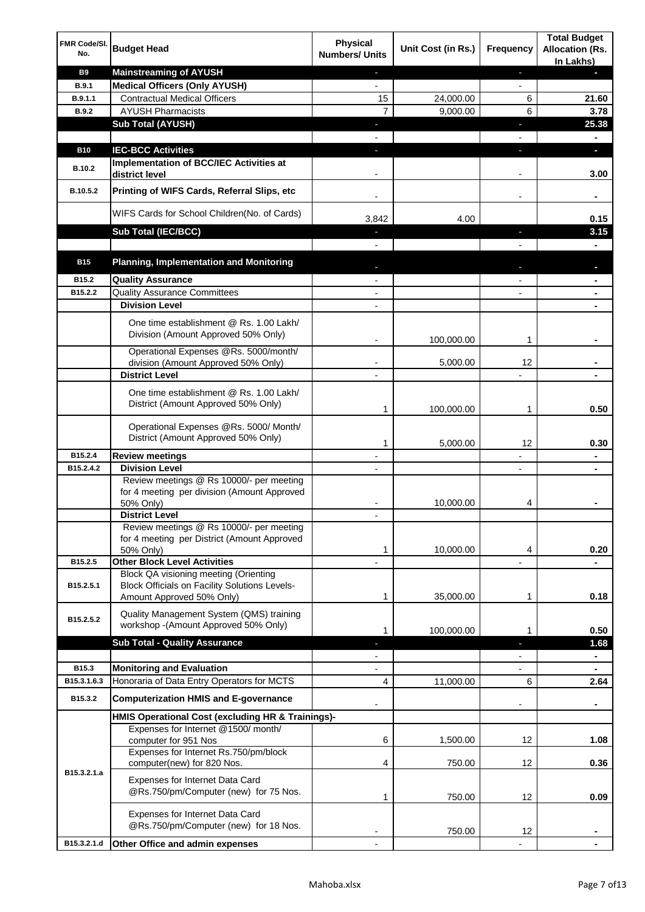| FMR Code/Sl. No. | Budget Head | Physical Numbers/ Units | Unit Cost (in Rs.) | Frequency | Total Budget Allocation (Rs. In Lakhs) |
|---|---|---|---|---|---|
| B9 | **Mainstreaming of AYUSH** | - | | - | - |
| B.9.1 | **Medical Officers (Only AYUSH)** | - | | - | |
| B.9.1.1 | Contractual Medical Officers | 15 | 24,000.00 | 6 | 21.60 |
| B.9.2 | AYUSH Pharmacists | 7 | 9,000.00 | 6 | 3.78 |
| | **Sub Total (AYUSH)** | - | | - | 25.38 |
| | | - | | - | - |
| B10 | **IEC-BCC Activities** | - | | - | - |
| B.10.2 | **Implementation of BCC/IEC Activities at district level** | - | | - | 3.00 |
| B.10.5.2 | **Printing of WIFS Cards, Referral Slips, etc** | - | | - | - |
| | WIFS Cards for School Children(No. of Cards) | 3,842 | 4.00 | | 0.15 |
| | **Sub Total (IEC/BCC)** | - | | - | 3.15 |
| | | - | | - | - |
| B15 | **Planning, Implementation and Monitoring** | - | | - | - |
| B15.2 | **Quality Assurance** | - | | - | - |
| B15.2.2 | Quality Assurance Committees | - | | - | - |
| | **Division Level** | - | | | - |
| | One time establishment @ Rs. 1.00 Lakh/ Division (Amount Approved 50% Only) | - | 100,000.00 | 1 | - |
| | Operational Expenses @Rs. 5000/month/ division (Amount Approved 50% Only) | - | 5,000.00 | 12 | - |
| | **District Level** | - | | - | - |
| | One time establishment @ Rs. 1.00 Lakh/ District (Amount Approved 50% Only) | 1 | 100,000.00 | 1 | 0.50 |
| | Operational Expenses @Rs. 5000/ Month/ District (Amount Approved 50% Only) | 1 | 5,000.00 | 12 | 0.30 |
| B15.2.4 | **Review meetings** | - | | - | - |
| B15.2.4.2 | **Division Level** | - | | - | - |
| | Review meetings @ Rs 10000/- per meeting for 4 meeting per division (Amount Approved 50% Only) | - | 10,000.00 | 4 | - |
| | **District Level** | - | | | |
| | Review meetings @ Rs 10000/- per meeting for 4 meeting per District (Amount Approved 50% Only) | 1 | 10,000.00 | 4 | 0.20 |
| B15.2.5 | **Other Block Level Activities** | - | | - | - |
| B15.2.5.1 | Block QA visioning meeting (Orienting Block Officials on Facility Solutions Levels-Amount Approved 50% Only) | 1 | 35,000.00 | 1 | 0.18 |
| B15.2.5.2 | Quality Management System (QMS) training workshop -(Amount Approved 50% Only) | 1 | 100,000.00 | 1 | 0.50 |
| | **Sub Total - Quality Assurance** | - | | - | 1.68 |
| | | - | | - | - |
| B15.3 | **Monitoring and Evaluation** | - | | - | - |
| B15.3.1.6.3 | Honoraria of Data Entry Operators for MCTS | 4 | 11,000.00 | 6 | 2.64 |
| B15.3.2 | **Computerization HMIS and E-governance** | - | | - | - |
| | **HMIS Operational Cost (excluding HR & Trainings)-** | | | | |
| B15.3.2.1.a | Expenses for Internet @1500/ month/ computer for 951 Nos | 6 | 1,500.00 | 12 | 1.08 |
| | Expenses for Internet Rs.750/pm/block computer(new) for 820 Nos. | 4 | 750.00 | 12 | 0.36 |
| | Expenses for Internet Data Card @Rs.750/pm/Computer (new) for 75 Nos. | 1 | 750.00 | 12 | 0.09 |
| | Expenses for Internet Data Card @Rs.750/pm/Computer (new) for 18 Nos. | - | 750.00 | 12 | - |
| B15.3.2.1.d | **Other Office and admin expenses** | - | | - | - |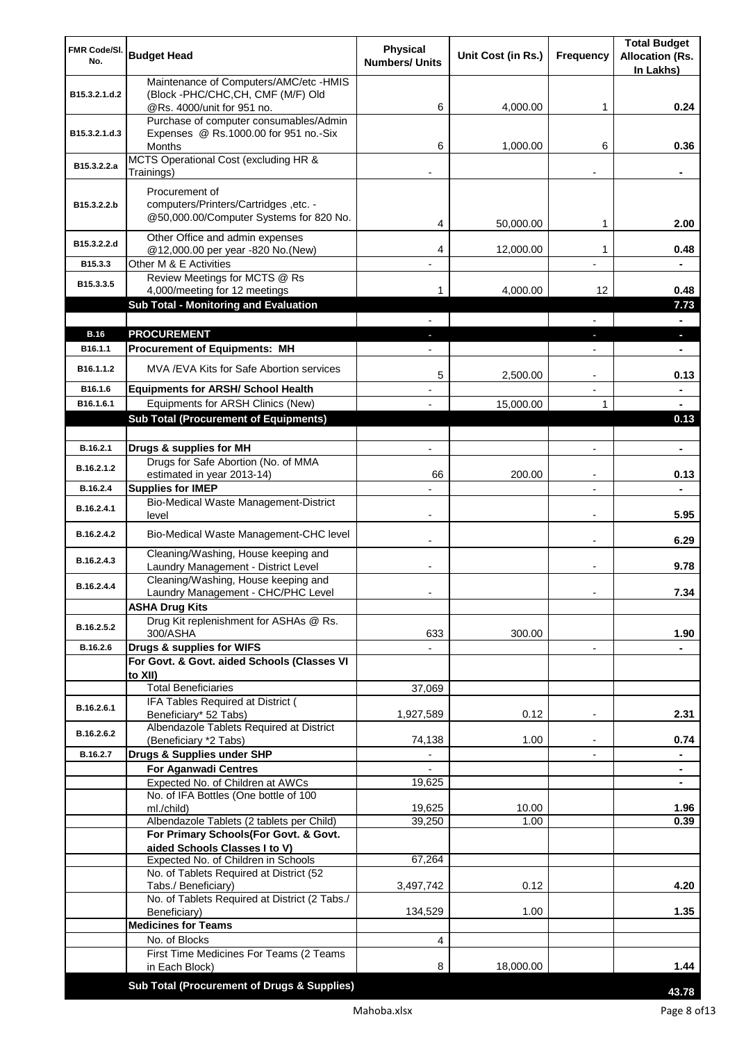| FMR Code/Sl. No. | Budget Head | Physical Numbers/ Units | Unit Cost (in Rs.) | Frequency | Total Budget Allocation (Rs. In Lakhs) |
|---|---|---|---|---|---|
| B15.3.2.1.d.2 | Maintenance of Computers/AMC/etc -HMIS (Block -PHC/CHC,CH, CMF (M/F) Old @Rs. 4000/unit for 951 no. | 6 | 4,000.00 | 1 | 0.24 |
| B15.3.2.1.d.3 | Purchase of computer consumables/Admin Expenses @ Rs.1000.00 for 951 no.-Six Months | 6 | 1,000.00 | 6 | 0.36 |
| B15.3.2.2.a | MCTS Operational Cost (excluding HR & Trainings) | - | | - | - |
| B15.3.2.2.b | Procurement of computers/Printers/Cartridges ,etc. - @50,000.00/Computer Systems for 820 No. | 4 | 50,000.00 | 1 | 2.00 |
| B15.3.2.2.d | Other Office and admin expenses @12,000.00 per year -820 No.(New) | 4 | 12,000.00 | 1 | 0.48 |
| B15.3.3 | Other M & E Activities | - | | - | - |
| B15.3.3.5 | Review Meetings for MCTS @ Rs 4,000/meeting for 12 meetings | 1 | 4,000.00 | 12 | 0.48 |
| | **Sub Total - Monitoring and Evaluation** | | | | **7.73** |
| | | - | | - | - |
| **B.16** | **PROCUREMENT** | - | | - | - |
| B16.1.1 | **Procurement of Equipments: MH** | - | | - | - |
| B16.1.1.2 | MVA /EVA Kits for Safe Abortion services | 5 | 2,500.00 | - | 0.13 |
| B16.1.6 | **Equipments for ARSH/ School Health** | - | | - | - |
| B16.1.6.1 | Equipments for ARSH Clinics (New) | - | 15,000.00 | 1 | - |
| | **Sub Total (Procurement of Equipments)** | | | | **0.13** |
| | | | | | |
| B.16.2.1 | **Drugs & supplies for MH** | - | | - | - |
| B.16.2.1.2 | Drugs for Safe Abortion (No. of MMA estimated in year 2013-14) | 66 | 200.00 | - | 0.13 |
| B.16.2.4 | **Supplies for IMEP** | - | | - | - |
| B.16.2.4.1 | Bio-Medical Waste Management-District level | - | | - | 5.95 |
| B.16.2.4.2 | Bio-Medical Waste Management-CHC level | - | | - | 6.29 |
| B.16.2.4.3 | Cleaning/Washing, House keeping and Laundry Management - District Level | - | | - | 9.78 |
| B.16.2.4.4 | Cleaning/Washing, House keeping and Laundry Management - CHC/PHC Level | - | | - | 7.34 |
| | **ASHA Drug Kits** | | | | |
| B.16.2.5.2 | Drug Kit replenishment for ASHAs @ Rs. 300/ASHA | 633 | 300.00 | | 1.90 |
| B.16.2.6 | **Drugs & supplies for WIFS** | - | | - | - |
| | **For Govt. & Govt. aided Schools (Classes VI to XII)** | | | | |
| | Total Beneficiaries | 37,069 | | | |
| B.16.2.6.1 | IFA Tables Required at District ( Beneficiary* 52 Tabs) | 1,927,589 | 0.12 | - | 2.31 |
| B.16.2.6.2 | Albendazole Tablets Required at District (Beneficiary *2 Tabs) | 74,138 | 1.00 | - | 0.74 |
| B.16.2.7 | **Drugs & Supplies under SHP** | - | | - | - |
| | **For Aganwadi Centres** | - | | | - |
| | Expected No. of Children at AWCs | 19,625 | | | - |
| | No. of IFA Bottles (One bottle of 100 ml./child) | 19,625 | 10.00 | | 1.96 |
| | Albendazole Tablets (2 tablets per Child) | 39,250 | 1.00 | | 0.39 |
| | **For Primary Schools(For Govt. & Govt. aided Schools Classes I to V)** | | | | |
| | Expected No. of Children in Schools | 67,264 | | | |
| | No. of Tablets Required at District (52 Tabs./ Beneficiary) | 3,497,742 | 0.12 | | 4.20 |
| | No. of Tablets Required at District (2 Tabs./ Beneficiary) | 134,529 | 1.00 | | 1.35 |
| | **Medicines for Teams** | | | | |
| | No. of Blocks | 4 | | | |
| | First Time Medicines For Teams (2 Teams in Each Block) | 8 | 18,000.00 | | 1.44 |
| | **Sub Total (Procurement of Drugs & Supplies)** | | | | **43.78** |

Mahoba.xlsx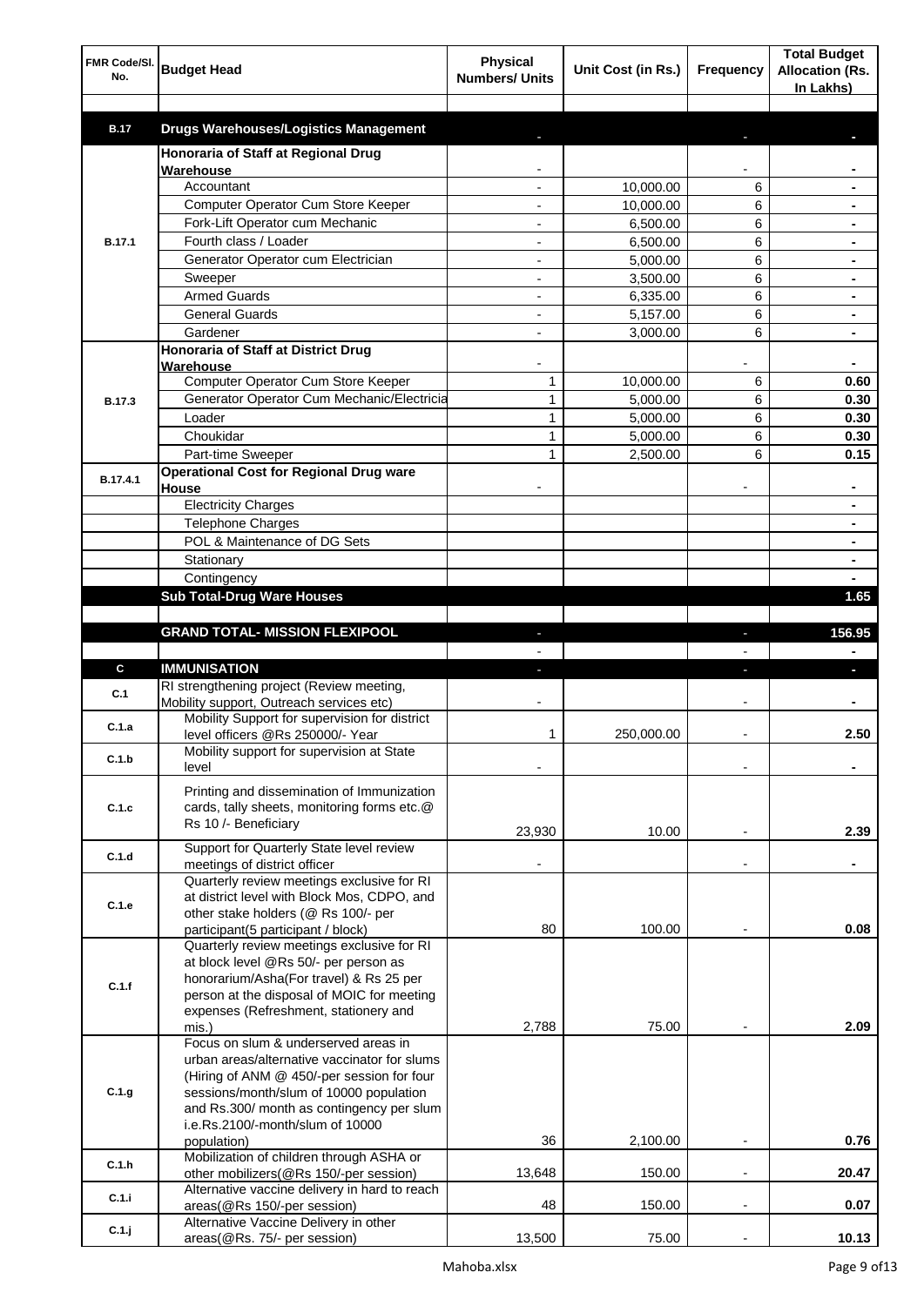| FMR Code/Sl. No. | Budget Head | Physical Numbers/ Units | Unit Cost (in Rs.) | Frequency | Total Budget Allocation (Rs. In Lakhs) |
|---|---|---|---|---|---|
| | | | | | |
| B.17 | **Drugs Warehouses/Logistics Management** | - | | - | - |
| B.17.1 | **Honoraria of Staff at Regional Drug Warehouse** | - | | - | - |
| | Accountant | - | 10,000.00 | 6 | - |
| | Computer Operator Cum Store Keeper | - | 10,000.00 | 6 | - |
| | Fork-Lift Operator cum Mechanic | - | 6,500.00 | 6 | - |
| | Fourth class / Loader | - | 6,500.00 | 6 | - |
| | Generator Operator cum Electrician | - | 5,000.00 | 6 | - |
| | Sweeper | - | 3,500.00 | 6 | - |
| | Armed Guards | - | 6,335.00 | 6 | - |
| | General Guards | - | 5,157.00 | 6 | - |
| | Gardener | - | 3,000.00 | 6 | - |
| B.17.3 | **Honoraria of Staff at District Drug Warehouse** | - | | - | - |
| | Computer Operator Cum Store Keeper | 1 | 10,000.00 | 6 | 0.60 |
| | Generator Operator Cum Mechanic/Electricia | 1 | 5,000.00 | 6 | 0.30 |
| | Loader | 1 | 5,000.00 | 6 | 0.30 |
| | Choukidar | 1 | 5,000.00 | 6 | 0.30 |
| | Part-time Sweeper | 1 | 2,500.00 | 6 | 0.15 |
| B.17.4.1 | **Operational Cost for Regional Drug ware House** | - | | - | - |
| | Electricity Charges | | | | - |
| | Telephone Charges | | | | - |
| | POL & Maintenance of DG Sets | | | | - |
| | Stationary | | | | - |
| | Contingency | | | | - |
| | **Sub Total-Drug Ware Houses** | | | | **1.65** |
| | | | | | |
| | **GRAND TOTAL- MISSION FLEXIPOOL** | - | | - | **156.95** |
| | | - | | - | - |
| C | **IMMUNISATION** | - | | - | - |
| C.1 | RI strengthening project (Review meeting, Mobility support, Outreach services etc) | - | | - | - |
| C.1.a | Mobility Support for supervision for district level officers @Rs 250000/- Year | 1 | 250,000.00 | - | 2.50 |
| C.1.b | Mobility support for supervision at State level | - | | - | - |
| C.1.c | Printing and dissemination of Immunization cards, tally sheets, monitoring forms etc.@ Rs 10 /- Beneficiary | 23,930 | 10.00 | - | 2.39 |
| C.1.d | Support for Quarterly State level review meetings of district officer | - | | - | - |
| C.1.e | Quarterly review meetings exclusive for RI at district level with Block Mos, CDPO, and other stake holders (@ Rs 100/- per participant(5 participant / block) | 80 | 100.00 | - | 0.08 |
| C.1.f | Quarterly review meetings exclusive for RI at block level @Rs 50/- per person as honorarium/Asha(For travel) & Rs 25 per person at the disposal of MOIC for meeting expenses (Refreshment, stationery and mis.) | 2,788 | 75.00 | - | 2.09 |
| C.1.g | Focus on slum & underserved areas in urban areas/alternative vaccinator for slums (Hiring of ANM @ 450/-per session for four sessions/month/slum of 10000 population and Rs.300/ month as contingency per slum i.e.Rs.2100/-month/slum of 10000 population) | 36 | 2,100.00 | - | 0.76 |
| C.1.h | Mobilization of children through ASHA or other mobilizers(@Rs 150/-per session) | 13,648 | 150.00 | - | 20.47 |
| C.1.i | Alternative vaccine delivery in hard to reach areas(@Rs 150/-per session) | 48 | 150.00 | - | 0.07 |
| C.1.j | Alternative Vaccine Delivery in other areas(@Rs. 75/- per session) | 13,500 | 75.00 | - | 10.13 |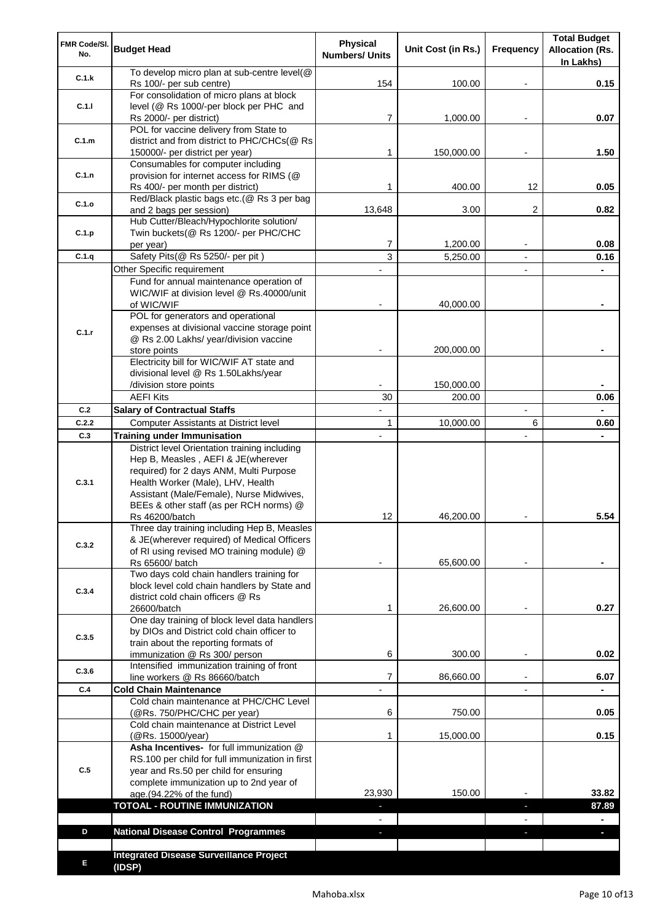| FMR Code/Sl. No. | Budget Head | Physical Numbers/ Units | Unit Cost (in Rs.) | Frequency | Total Budget Allocation (Rs. In Lakhs) |
|---|---|---|---|---|---|
| C.1.k | To develop micro plan at sub-centre level(@ Rs 100/- per sub centre) | 154 | 100.00 | - | 0.15 |
| C.1.l | For consolidation of micro plans at block level (@ Rs 1000/-per block per PHC and Rs 2000/- per district) | 7 | 1,000.00 | - | 0.07 |
| C.1.m | POL for vaccine delivery from State to district and from district to PHC/CHCs(@ Rs 150000/- per district per year) | 1 | 150,000.00 | - | 1.50 |
| C.1.n | Consumables for computer including provision for internet access for RIMS (@ Rs 400/- per month per district) | 1 | 400.00 | 12 | 0.05 |
| C.1.o | Red/Black plastic bags etc.(@ Rs 3 per bag and 2 bags per session) | 13,648 | 3.00 | 2 | 0.82 |
| C.1.p | Hub Cutter/Bleach/Hypochlorite solution/ Twin buckets(@ Rs 1200/- per PHC/CHC per year) | 7 | 1,200.00 | - | 0.08 |
| C.1.q | Safety Pits(@ Rs 5250/- per pit ) | 3 | 5,250.00 | - | 0.16 |
| C.1.r | Other Specific requirement | - | | - | - |
| | Fund for annual maintenance operation of WIC/WIF at division level @ Rs.40000/unit of WIC/WIF | - | 40,000.00 | | - |
| | POL for generators and operational expenses at divisional vaccine storage point @ Rs 2.00 Lakhs/ year/division vaccine store points | - | 200,000.00 | | - |
| | Electricity bill for WIC/WIF AT state and divisional level @ Rs 1.50Lakhs/year /division store points | - | 150,000.00 | | - |
| | AEFI Kits | 30 | 200.00 | | 0.06 |
| C.2 | **Salary of Contractual Staffs** | - | | - | - |
| C.2.2 | Computer Assistants at District level | 1 | 10,000.00 | 6 | 0.60 |
| C.3 | **Training under Immunisation** | - | | - | - |
| C.3.1 | District level Orientation training including Hep B, Measles , AEFI & JE(wherever required) for 2 days ANM, Multi Purpose Health Worker (Male), LHV, Health Assistant (Male/Female), Nurse Midwives, BEEs & other staff (as per RCH norms) @ Rs 46200/batch | 12 | 46,200.00 | - | 5.54 |
| C.3.2 | Three day training including Hep B, Measles & JE(wherever required) of Medical Officers of RI using revised MO training module) @ Rs 65600/ batch | - | 65,600.00 | - | - |
| C.3.4 | Two days cold chain handlers training for block level cold chain handlers by State and district cold chain officers @ Rs 26600/batch | 1 | 26,600.00 | - | 0.27 |
| C.3.5 | One day training of block level data handlers by DIOs and District cold chain officer to train about the reporting formats of immunization @ Rs 300/ person | 6 | 300.00 | - | 0.02 |
| C.3.6 | Intensified immunization training of front line workers @ Rs 86660/batch | 7 | 86,660.00 | - | 6.07 |
| C.4 | **Cold Chain Maintenance** | - | | - | - |
| | Cold chain maintenance at PHC/CHC Level (@Rs. 750/PHC/CHC per year) | 6 | 750.00 | | 0.05 |
| | Cold chain maintenance at District Level (@Rs. 15000/year) | 1 | 15,000.00 | | 0.15 |
| C.5 | **Asha Incentives-** for full immunization @ RS.100 per child for full immunization in first year and Rs.50 per child for ensuring complete immunization up to 2nd year of age.(94.22% of the fund) | 23,930 | 150.00 | - | 33.82 |
| | **TOTOAL - ROUTINE IMMUNIZATION** | - | | - | **87.89** |
| | | - | | - | - |
| D | **National Disease Control Programmes** | - | | - | - |
| | | | | | |
| E | **Integrated Disease Surveillance Project (IDSP)** | | | | |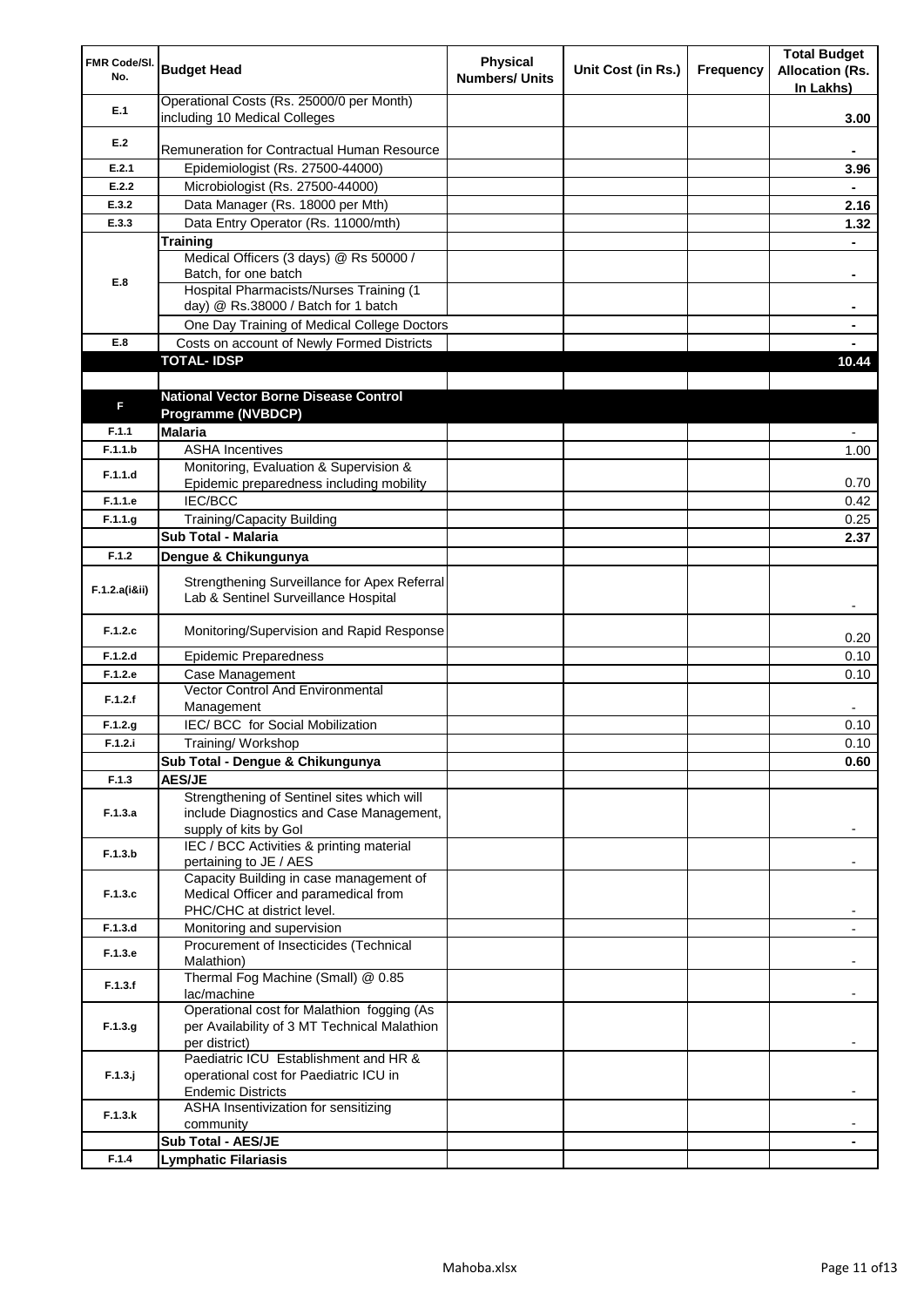| FMR Code/Sl. No. | Budget Head | Physical Numbers/ Units | Unit Cost (in Rs.) | Frequency | Total Budget Allocation (Rs. In Lakhs) |
|---|---|---|---|---|---|
| E.1 | Operational Costs (Rs. 25000/0 per Month) including 10 Medical Colleges | | | | 3.00 |
| E.2 | Remuneration for Contractual Human Resource | | | | - |
| E.2.1 | Epidemiologist (Rs. 27500-44000) | | | | 3.96 |
| E.2.2 | Microbiologist (Rs. 27500-44000) | | | | - |
| E.3.2 | Data Manager (Rs. 18000 per Mth) | | | | 2.16 |
| E.3.3 | Data Entry Operator (Rs. 11000/mth) | | | | 1.32 |
| E.8 | **Training** | | | | - |
| | Medical Officers (3 days) @ Rs 50000 / Batch, for one batch | | | | - |
| | Hospital Pharmacists/Nurses Training (1 day) @ Rs.38000 / Batch for 1 batch | | | | - |
| | One Day Training of Medical College Doctors | | | | - |
| E.8 | Costs on account of Newly Formed Districts | | | | - |
| | **TOTAL- IDSP** | | | | **10.44** |
| | | | | | |
| F | **National Vector Borne Disease Control Programme (NVBDCP)** | | | | |
| F.1.1 | **Malaria** | | | | - |
| F.1.1.b | ASHA Incentives | | | | 1.00 |
| F.1.1.d | Monitoring, Evaluation & Supervision & Epidemic preparedness including mobility | | | | 0.70 |
| F.1.1.e | IEC/BCC | | | | 0.42 |
| F.1.1.g | Training/Capacity Building | | | | 0.25 |
| | **Sub Total - Malaria** | | | | **2.37** |
| F.1.2 | **Dengue & Chikungunya** | | | | |
| F.1.2.a(i&ii) | Strengthening Surveillance for Apex Referral Lab & Sentinel Surveillance Hospital | | | | - |
| F.1.2.c | Monitoring/Supervision and Rapid Response | | | | 0.20 |
| F.1.2.d | Epidemic Preparedness | | | | 0.10 |
| F.1.2.e | Case Management | | | | 0.10 |
| F.1.2.f | Vector Control And Environmental Management | | | | - |
| F.1.2.g | IEC/ BCC for Social Mobilization | | | | 0.10 |
| F.1.2.i | Training/ Workshop | | | | 0.10 |
| | **Sub Total - Dengue & Chikungunya** | | | | **0.60** |
| F.1.3 | **AES/JE** | | | | |
| F.1.3.a | Strengthening of Sentinel sites which will include Diagnostics and Case Management, supply of kits by GoI | | | | - |
| F.1.3.b | IEC / BCC Activities & printing material pertaining to JE / AES | | | | - |
| F.1.3.c | Capacity Building in case management of Medical Officer and paramedical from PHC/CHC at district level. | | | | - |
| F.1.3.d | Monitoring and supervision | | | | - |
| F.1.3.e | Procurement of Insecticides (Technical Malathion) | | | | - |
| F.1.3.f | Thermal Fog Machine (Small) @ 0.85 lac/machine | | | | - |
| F.1.3.g | Operational cost for Malathion fogging (As per Availability of 3 MT Technical Malathion per district) | | | | - |
| F.1.3.j | Paediatric ICU Establishment and HR & operational cost for Paediatric ICU in Endemic Districts | | | | - |
| F.1.3.k | ASHA Insentivization for sensitizing community | | | | - |
| | **Sub Total - AES/JE** | | | | **-** |
| F.1.4 | **Lymphatic Filariasis** | | | | |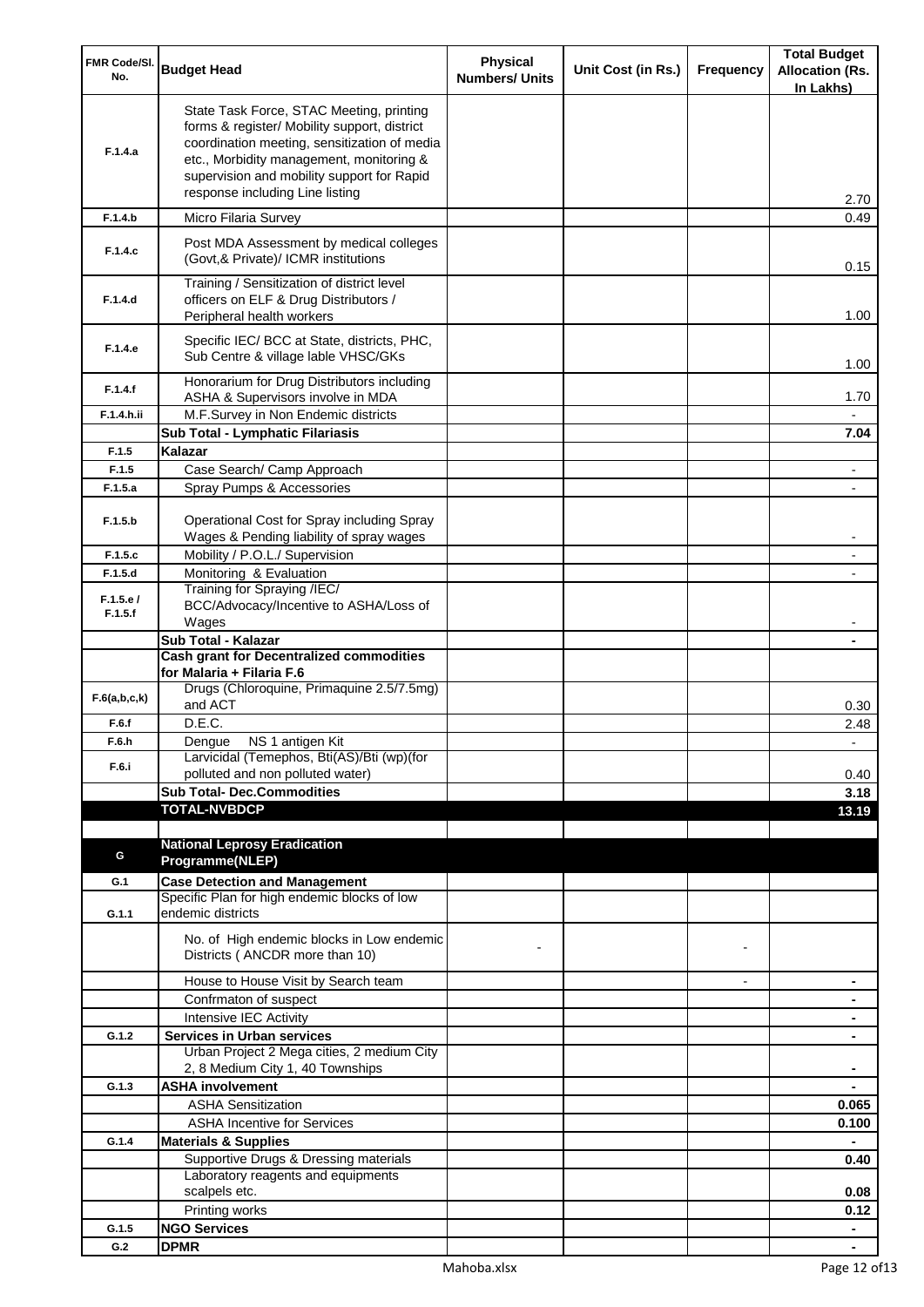| FMR Code/Sl. No. | Budget Head | Physical Numbers/ Units | Unit Cost (in Rs.) | Frequency | Total Budget Allocation (Rs. In Lakhs) |
|---|---|---|---|---|---|
| F.1.4.a | State Task Force, STAC Meeting, printing forms & register/ Mobility support, district coordination meeting, sensitization of media etc., Morbidity management, monitoring & supervision and mobility support for Rapid response including Line listing | | | | 2.70 |
| F.1.4.b | Micro Filaria Survey | | | | 0.49 |
| F.1.4.c | Post MDA Assessment by medical colleges (Govt,& Private)/ ICMR institutions | | | | 0.15 |
| F.1.4.d | Training / Sensitization of district level officers on ELF & Drug Distributors / Peripheral health workers | | | | 1.00 |
| F.1.4.e | Specific IEC/ BCC at State, districts, PHC, Sub Centre & village lable VHSC/GKs | | | | 1.00 |
| F.1.4.f | Honorarium for Drug Distributors including ASHA & Supervisors involve in MDA | | | | 1.70 |
| F.1.4.h.ii | M.F.Survey in Non Endemic districts | | | | - |
| | **Sub Total - Lymphatic Filariasis** | | | | **7.04** |
| F.1.5 | **Kalazar** | | | | |
| F.1.5 | Case Search/ Camp Approach | | | | - |
| F.1.5.a | Spray Pumps & Accessories | | | | - |
| F.1.5.b | Operational Cost for Spray including Spray Wages & Pending liability of spray wages | | | | - |
| F.1.5.c | Mobility / P.O.L./ Supervision | | | | - |
| F.1.5.d | Monitoring & Evaluation | | | | - |
| F.1.5.e / F.1.5.f | Training for Spraying /IEC/ BCC/Advocacy/Incentive to ASHA/Loss of Wages | | | | - |
| | **Sub Total - Kalazar** | | | | **-** |
| | **Cash grant for Decentralized commodities for Malaria + Filaria F.6** | | | | |
| F.6(a,b,c,k) | Drugs (Chloroquine, Primaquine 2.5/7.5mg) and ACT | | | | 0.30 |
| F.6.f | D.E.C. | | | | 2.48 |
| F.6.h | Dengue NS 1 antigen Kit | | | | - |
| F.6.i | Larvicidal (Temephos, Bti(AS)/Bti (wp)(for polluted and non polluted water) | | | | 0.40 |
| | **Sub Total- Dec.Commodities** | | | | **3.18** |
| | **TOTAL-NVBDCP** | | | | **13.19** |
| | | | | | |
| G | **National Leprosy Eradication Programme(NLEP)** | | | | |
| G.1 | **Case Detection and Management** | | | | |
| G.1.1 | Specific Plan for high endemic blocks of low endemic districts | | | | |
| | No. of High endemic blocks in Low endemic Districts ( ANCDR more than 10) | - | | - | |
| | House to House Visit by Search team | | | - | **-** |
| | Confrmaton of suspect | | | | **-** |
| | Intensive IEC Activity | | | | **-** |
| G.1.2 | **Services in Urban services** | | | | **-** |
| | Urban Project 2 Mega cities, 2 medium City 2, 8 Medium City 1, 40 Townships | | | | **-** |
| G.1.3 | **ASHA involvement** | | | | **-** |
| | ASHA Sensitization | | | | **0.065** |
| | ASHA Incentive for Services | | | | **0.100** |
| G.1.4 | **Materials & Supplies** | | | | **-** |
| | Supportive Drugs & Dressing materials | | | | **0.40** |
| | Laboratory reagents and equipments scalpels etc. | | | | **0.08** |
| | Printing works | | | | **0.12** |
| G.1.5 | **NGO Services** | | | | **-** |
| G.2 | **DPMR** | | | | **-** |

Mahoba.xlsx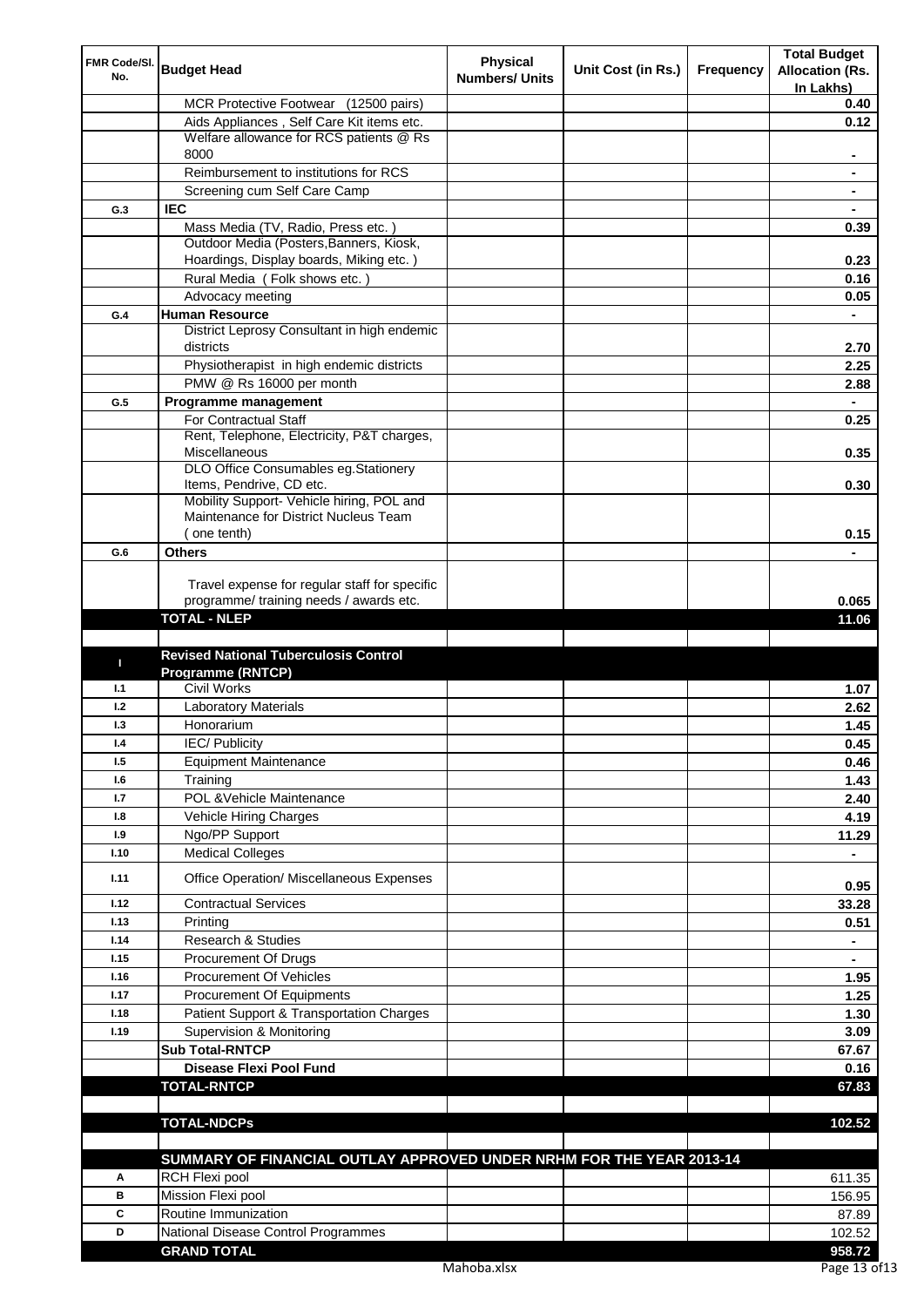| FMR Code/Sl. No. | Budget Head | Physical Numbers/ Units | Unit Cost (in Rs.) | Frequency | Total Budget Allocation (Rs. In Lakhs) |
|---|---|---|---|---|---|
| | MCR Protective Footwear (12500 pairs) | | | | 0.40 |
| | Aids Appliances , Self Care Kit items etc. | | | | 0.12 |
| | Welfare allowance for RCS patients @ Rs 8000 | | | | - |
| | Reimbursement to institutions for RCS | | | | - |
| | Screening cum Self Care Camp | | | | - |
| G.3 | **IEC** | | | | - |
| | Mass Media (TV, Radio, Press etc. ) | | | | 0.39 |
| | Outdoor Media (Posters,Banners, Kiosk, Hoardings, Display boards, Miking etc. ) | | | | 0.23 |
| | Rural Media ( Folk shows etc. ) | | | | 0.16 |
| | Advocacy meeting | | | | 0.05 |
| G.4 | **Human Resource** | | | | - |
| | District Leprosy Consultant in high endemic districts | | | | 2.70 |
| | Physiotherapist in high endemic districts | | | | 2.25 |
| | PMW @ Rs 16000 per month | | | | 2.88 |
| G.5 | **Programme management** | | | | - |
| | For Contractual Staff | | | | 0.25 |
| | Rent, Telephone, Electricity, P&T charges, Miscellaneous | | | | 0.35 |
| | DLO Office Consumables eg.Stationery Items, Pendrive, CD etc. | | | | 0.30 |
| | Mobility Support- Vehicle hiring, POL and Maintenance for District Nucleus Team ( one tenth) | | | | 0.15 |
| G.6 | **Others** | | | | - |
| | Travel expense for regular staff for specific programme/ training needs / awards etc. | | | | 0.065 |
| | **TOTAL - NLEP** | | | | **11.06** |
| | | | | | |
| I | **Revised National Tuberculosis Control Programme (RNTCP)** | | | | |
| I.1 | Civil Works | | | | 1.07 |
| I.2 | Laboratory Materials | | | | 2.62 |
| I.3 | Honorarium | | | | 1.45 |
| I.4 | IEC/ Publicity | | | | 0.45 |
| I.5 | Equipment Maintenance | | | | 0.46 |
| I.6 | Training | | | | 1.43 |
| I.7 | POL &Vehicle Maintenance | | | | 2.40 |
| I.8 | Vehicle Hiring Charges | | | | 4.19 |
| I.9 | Ngo/PP Support | | | | 11.29 |
| I.10 | Medical Colleges | | | | - |
| I.11 | Office Operation/ Miscellaneous Expenses | | | | 0.95 |
| I.12 | Contractual Services | | | | 33.28 |
| I.13 | Printing | | | | 0.51 |
| I.14 | Research & Studies | | | | - |
| I.15 | Procurement Of Drugs | | | | - |
| I.16 | Procurement Of Vehicles | | | | 1.95 |
| I.17 | Procurement Of Equipments | | | | 1.25 |
| I.18 | Patient Support & Transportation Charges | | | | 1.30 |
| I.19 | Supervision & Monitoring | | | | 3.09 |
| | **Sub Total-RNTCP** | | | | **67.67** |
| | **Disease Flexi Pool Fund** | | | | **0.16** |
| | **TOTAL-RNTCP** | | | | **67.83** |
| | | | | | |
| | **TOTAL-NDCPs** | | | | **102.52** |
| | | | | | |
| | **SUMMARY OF FINANCIAL OUTLAY APPROVED UNDER NRHM FOR THE YEAR 2013-14** | | | | |
| A | RCH Flexi pool | | | | 611.35 |
| B | Mission Flexi pool | | | | 156.95 |
| C | Routine Immunization | | | | 87.89 |
| D | National Disease Control Programmes | | | | 102.52 |
| | **GRAND TOTAL** | | | | **958.72** |